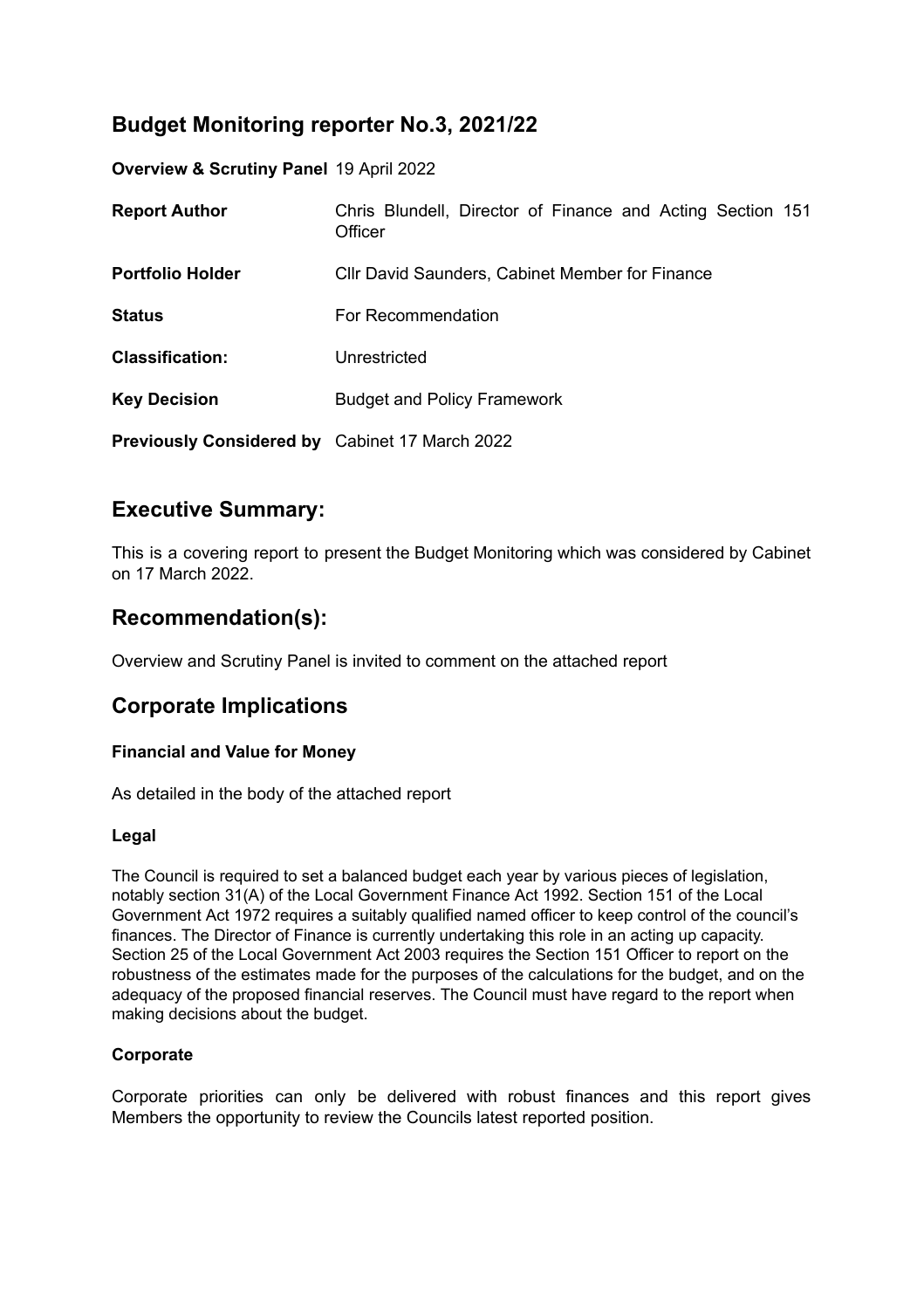# Budget Monitoring reporter No.3, 2021/22

**Overview & Scrutiny Panel** 19 April 2022

**Report Author** Chris Blundell, Director of Finance and Acting Section 151 Officer

**Portfolio Holder** Cllr David Saunders, Cabinet Member for Finance

**Status** For Recommendation

**Classification:** Unrestricted

**Key Decision** Budget and Policy Framework

**Previously Considered by** Cabinet 17 March 2022

## Executive Summary:

This is a covering report to present the Budget Monitoring which was considered by Cabinet on 17 March 2022.

## Recommendation(s):

Overview and Scrutiny Panel is invited to comment on the attached report

## Corporate Implications

### Financial and Value for Money

As detailed in the body of the attached report

### Legal

The Council is required to set a balanced budget each year by various pieces of legislation, notably section 31(A) of the Local Government Finance Act 1992. Section 151 of the Local Government Act 1972 requires a suitably qualified named officer to keep control of the council's finances. The Director of Finance is currently undertaking this role in an acting up capacity. Section 25 of the Local Government Act 2003 requires the Section 151 Officer to report on the robustness of the estimates made for the purposes of the calculations for the budget, and on the adequacy of the proposed financial reserves. The Council must have regard to the report when making decisions about the budget.

### Corporate

Corporate priorities can only be delivered with robust finances and this report gives Members the opportunity to review the Councils latest reported position.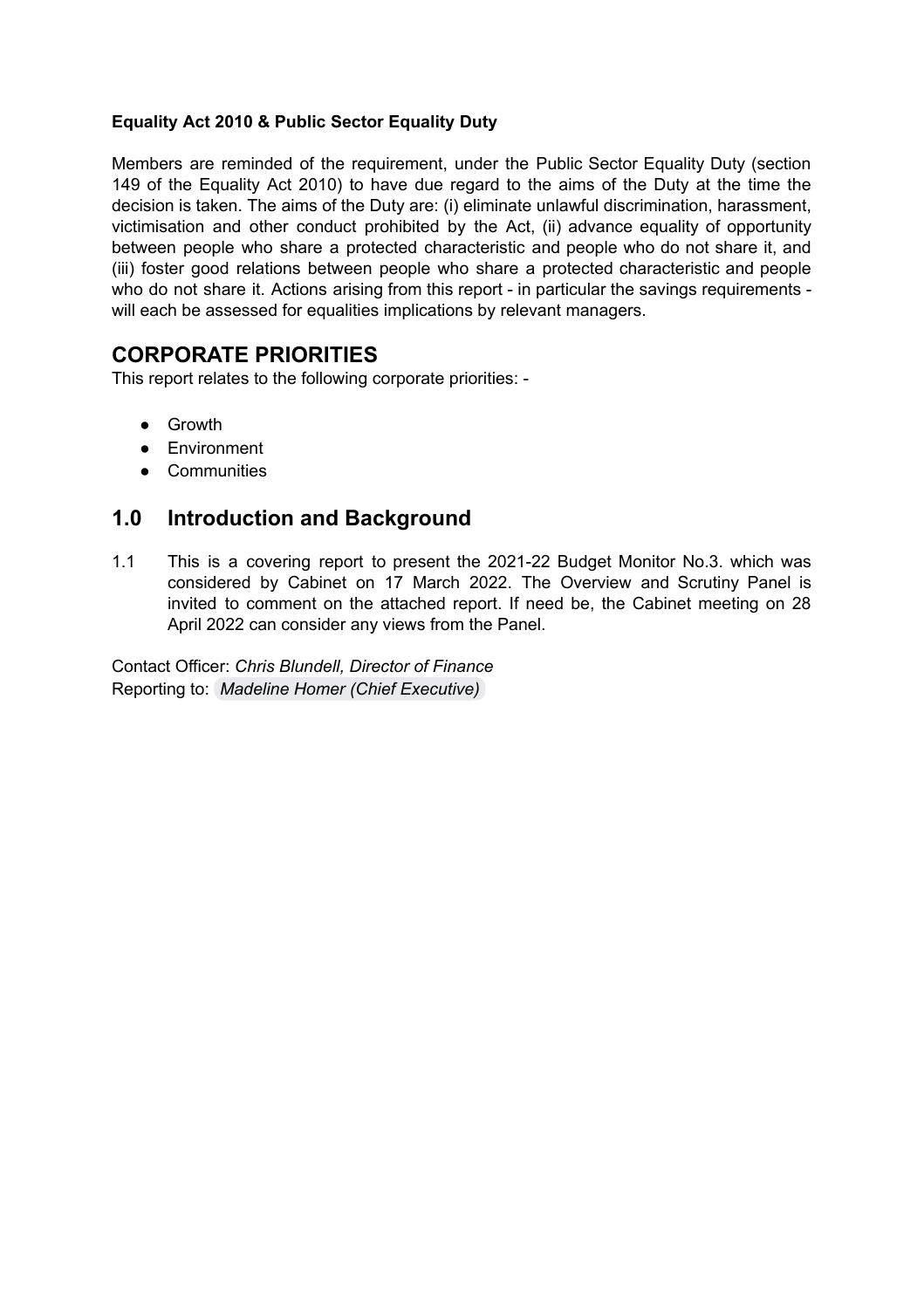**Equality Act 2010 & Public Sector Equality Duty**

Members are reminded of the requirement, under the Public Sector Equality Duty (section 149 of the Equality Act 2010) to have due regard to the aims of the Duty at the time the decision is taken. The aims of the Duty are: (i) eliminate unlawful discrimination, harassment, victimisation and other conduct prohibited by the Act, (ii) advance equality of opportunity between people who share a protected characteristic and people who do not share it, and (iii) foster good relations between people who share a protected characteristic and people who do not share it. Actions arising from this report - in particular the savings requirements - will each be assessed for equalities implications by relevant managers.

## CORPORATE PRIORITIES

This report relates to the following corporate priorities: -

- Growth
- Environment
- Communities

## 1.0 Introduction and Background

1.1 This is a covering report to present the 2021-22 Budget Monitor No.3. which was considered by Cabinet on 17 March 2022. The Overview and Scrutiny Panel is invited to comment on the attached report. If need be, the Cabinet meeting on 28 April 2022 can consider any views from the Panel.

Contact Officer: *Chris Blundell, Director of Finance*
Reporting to: *Madeline Homer (Chief Executive)*